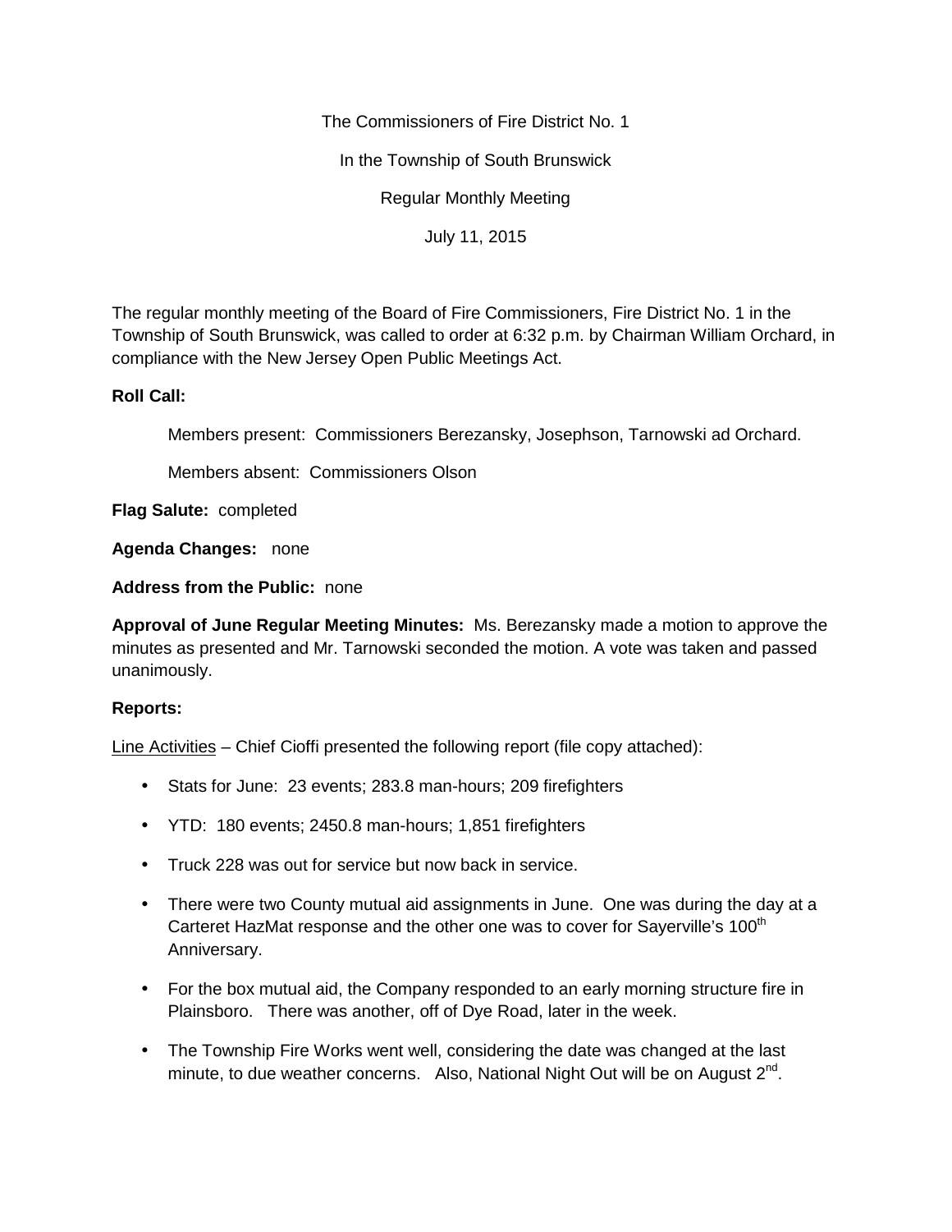The Commissioners of Fire District No. 1

In the Township of South Brunswick

Regular Monthly Meeting

July 11, 2015

The regular monthly meeting of the Board of Fire Commissioners, Fire District No. 1 in the Township of South Brunswick, was called to order at 6:32 p.m. by Chairman William Orchard, in compliance with the New Jersey Open Public Meetings Act.

**Roll Call:**

Members present: Commissioners Berezansky, Josephson, Tarnowski ad Orchard.

Members absent: Commissioners Olson

**Flag Salute:** completed

**Agenda Changes:** none

**Address from the Public:** none

**Approval of June Regular Meeting Minutes:** Ms. Berezansky made a motion to approve the minutes as presented and Mr. Tarnowski seconded the motion. A vote was taken and passed unanimously.

**Reports:**

Line Activities – Chief Cioffi presented the following report (file copy attached):

- Stats for June: 23 events; 283.8 man-hours; 209 firefighters
- YTD: 180 events; 2450.8 man-hours; 1,851 firefighters
- Truck 228 was out for service but now back in service.
- There were two County mutual aid assignments in June. One was during the day at a Carteret HazMat response and the other one was to cover for Sayerville's 100th Anniversary.
- For the box mutual aid, the Company responded to an early morning structure fire in Plainsboro. There was another, off of Dye Road, later in the week.
- The Township Fire Works went well, considering the date was changed at the last minute, to due weather concerns. Also, National Night Out will be on August 2nd.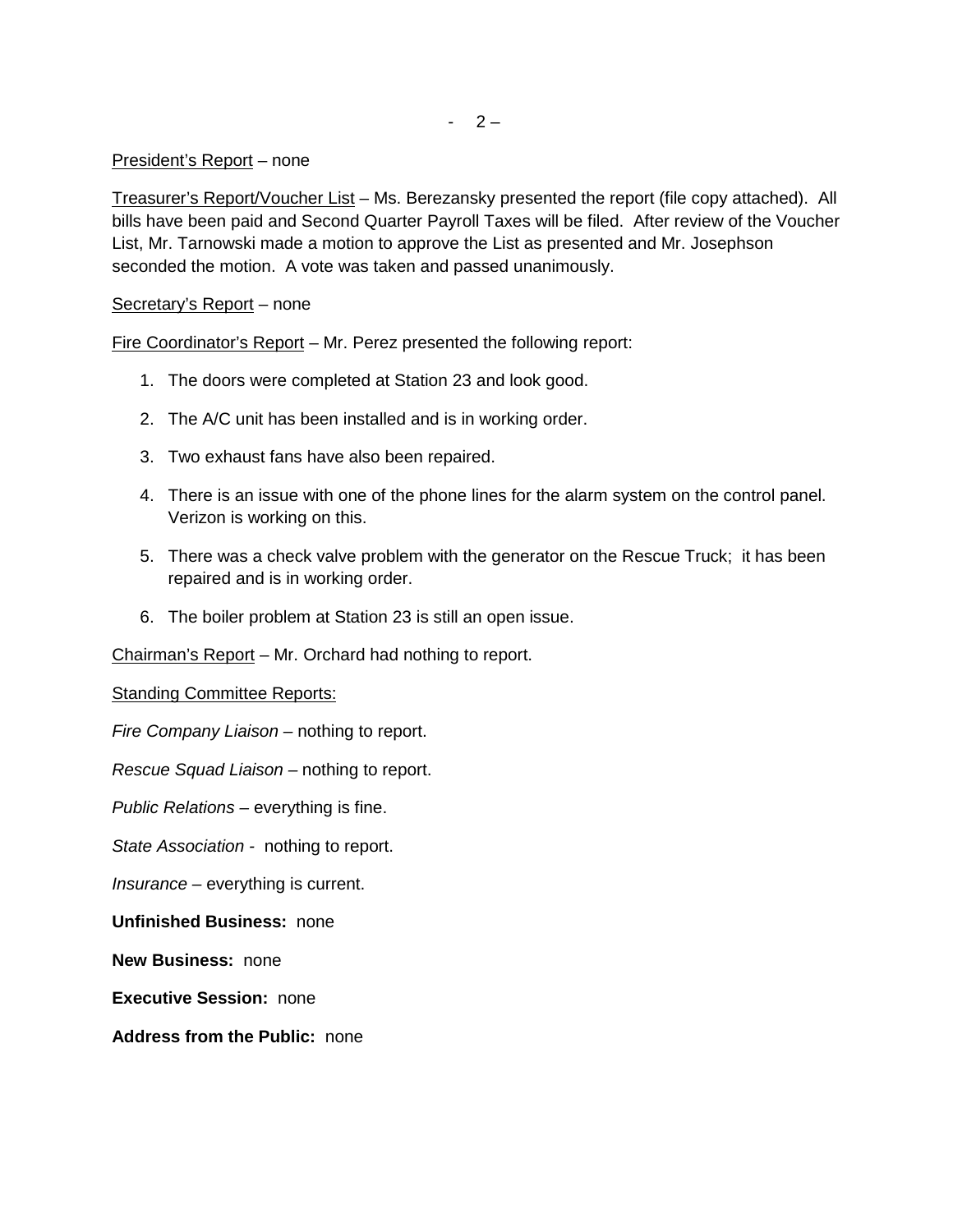President's Report – none

Treasurer's Report/Voucher List – Ms. Berezansky presented the report (file copy attached). All bills have been paid and Second Quarter Payroll Taxes will be filed. After review of the Voucher List, Mr. Tarnowski made a motion to approve the List as presented and Mr. Josephson seconded the motion. A vote was taken and passed unanimously.

Secretary's Report – none

Fire Coordinator's Report – Mr. Perez presented the following report:

1. The doors were completed at Station 23 and look good.
2. The A/C unit has been installed and is in working order.
3. Two exhaust fans have also been repaired.
4. There is an issue with one of the phone lines for the alarm system on the control panel. Verizon is working on this.
5. There was a check valve problem with the generator on the Rescue Truck; it has been repaired and is in working order.
6. The boiler problem at Station 23 is still an open issue.

Chairman's Report – Mr. Orchard had nothing to report.

Standing Committee Reports:

*Fire Company Liaison* – nothing to report.

*Rescue Squad Liaison* – nothing to report.

*Public Relations* – everything is fine.

*State Association* - nothing to report.

*Insurance* – everything is current.

**Unfinished Business:** none

**New Business:** none

**Executive Session:** none

**Address from the Public:** none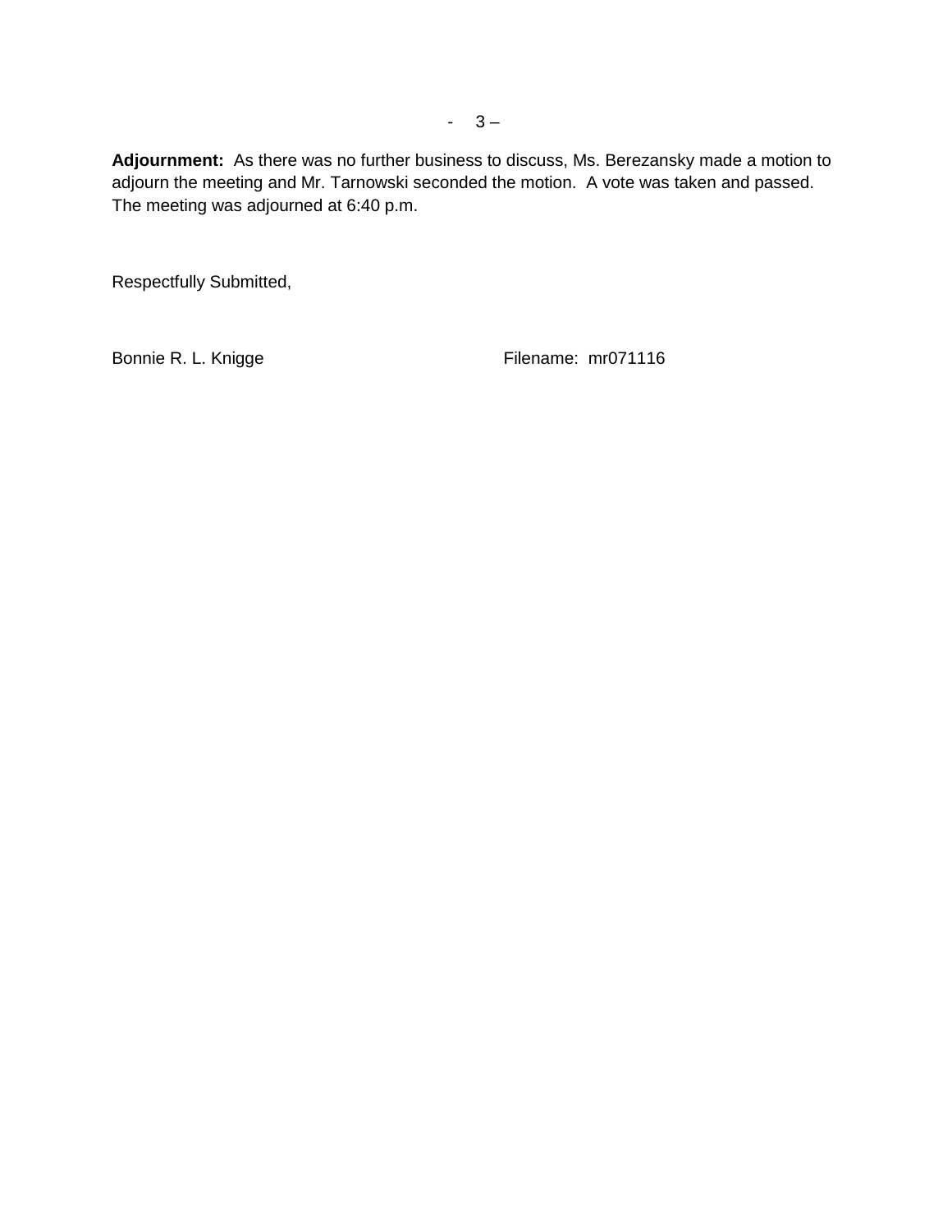**Adjournment:** As there was no further business to discuss, Ms. Berezansky made a motion to adjourn the meeting and Mr. Tarnowski seconded the motion. A vote was taken and passed. The meeting was adjourned at 6:40 p.m.

Respectfully Submitted,

Bonnie R. L. Knigge

Filename: mr071116